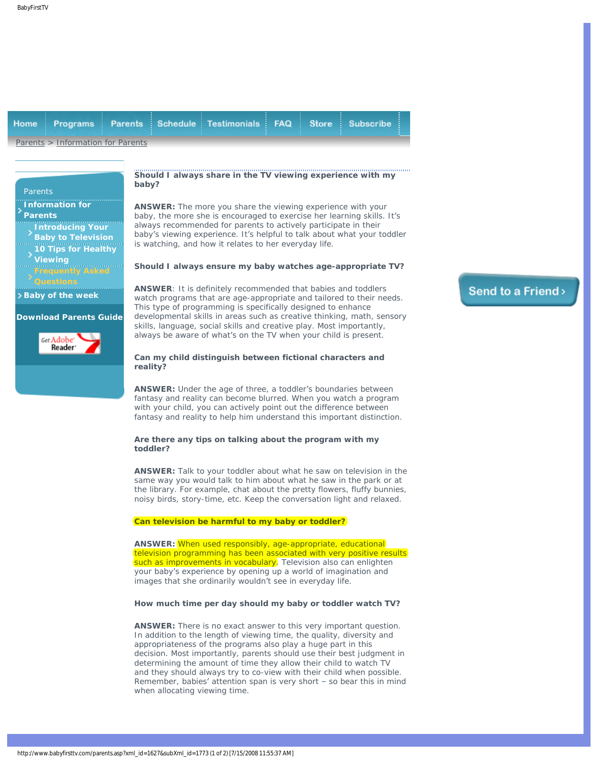Home | Programs | Parents | Schedule | Testimonials | FAQ | Store | Subscribe

Parents > Information for Parents

- Parents
  - Information for Parents
    - Introducing Your Baby to Television
    - 10 Tips for Healthy Viewing
    - Frequently Asked Questions
  - Baby of the week

**Download Parents Guide**

Get Adobe Reader

Send to a Friend >

**Should I always share in the TV viewing experience with my baby?**

**ANSWER:** The more you share the viewing experience with your baby, the more she is encouraged to exercise her learning skills. It's always recommended for parents to actively participate in their baby's viewing experience. It's helpful to talk about what your toddler is watching, and how it relates to her everyday life.

**Should I always ensure my baby watches age-appropriate TV?**

**ANSWER**: It is definitely recommended that babies and toddlers watch programs that are age-appropriate and tailored to their needs. This type of programming is specifically designed to enhance developmental skills in areas such as creative thinking, math, sensory skills, language, social skills and creative play. Most importantly, always be aware of what's on the TV when your child is present.

**Can my child distinguish between fictional characters and reality?**

**ANSWER:** Under the age of three, a toddler's boundaries between fantasy and reality can become blurred. When you watch a program with your child, you can actively point out the difference between fantasy and reality to help him understand this important distinction.

**Are there any tips on talking about the program with my toddler?**

**ANSWER:** Talk to your toddler about what he saw on television in the same way you would talk to him about what he saw in the park or at the library. For example, chat about the pretty flowers, fluffy bunnies, noisy birds, story-time, etc. Keep the conversation light and relaxed.

**Can television be harmful to my baby or toddler?**

**ANSWER:** When used responsibly, age-appropriate, educational television programming has been associated with very positive results such as improvements in vocabulary. Television also can enlighten your baby's experience by opening up a world of imagination and images that she ordinarily wouldn't see in everyday life.

**How much time per day should my baby or toddler watch TV?**

**ANSWER:** There is no exact answer to this very important question. In addition to the length of viewing time, the quality, diversity and appropriateness of the programs also play a huge part in this decision. Most importantly, parents should use their best judgment in determining the amount of time they allow their child to watch TV and they should always try to co-view with their child when possible. Remember, babies' attention span is very short – so bear this in mind when allocating viewing time.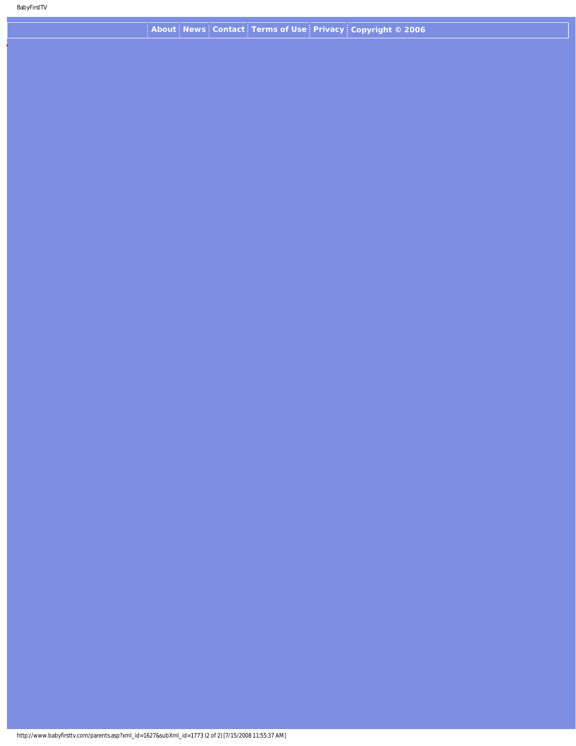About | News | Contact | Terms of Use | Privacy | Copyright © 2006